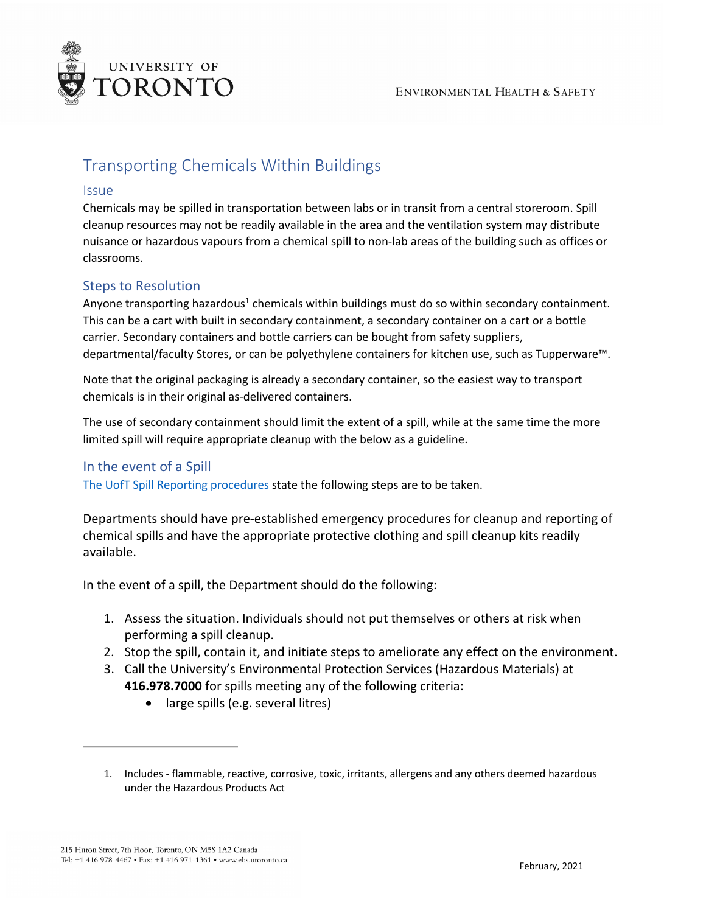# Transporting Chemicals Within Buildings

## Issue

Chemicals may be spilled in transportation between labs or in transit from a central storeroom. Spill cleanup resources may not be readily available in the area and the ventilation system may distribute nuisance or hazardous vapours from a chemical spill to non-lab areas of the building such as offices or classrooms.

## Steps to Resolution

Anyone transporting hazardous[1] chemicals within buildings must do so within secondary containment. This can be a cart with built in secondary containment, a secondary container on a cart or a bottle carrier. Secondary containers and bottle carriers can be bought from safety suppliers, departmental/faculty Stores, or can be polyethylene containers for kitchen use, such as Tupperware™.

Note that the original packaging is already a secondary container, so the easiest way to transport chemicals is in their original as-delivered containers.

The use of secondary containment should limit the extent of a spill, while at the same time the more limited spill will require appropriate cleanup with the below as a guideline.

## In the event of a Spill

The UofT Spill Reporting procedures state the following steps are to be taken.

Departments should have pre-established emergency procedures for cleanup and reporting of chemical spills and have the appropriate protective clothing and spill cleanup kits readily available.

In the event of a spill, the Department should do the following:

1. Assess the situation. Individuals should not put themselves or others at risk when performing a spill cleanup.
2. Stop the spill, contain it, and initiate steps to ameliorate any effect on the environment.
3. Call the University's Environmental Protection Services (Hazardous Materials) at **416.978.7000** for spills meeting any of the following criteria:
   - large spills (e.g. several litres)

---

1. Includes - flammable, reactive, corrosive, toxic, irritants, allergens and any others deemed hazardous under the Hazardous Products Act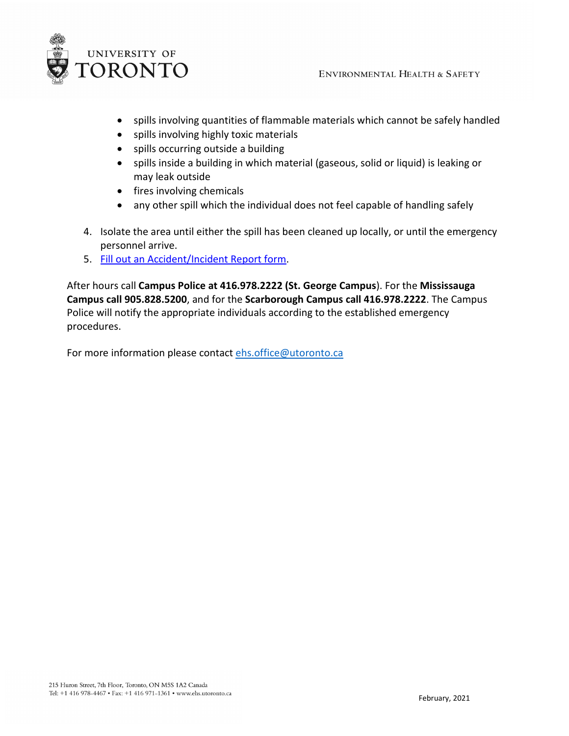- spills involving quantities of flammable materials which cannot be safely handled
- spills involving highly toxic materials
- spills occurring outside a building
- spills inside a building in which material (gaseous, solid or liquid) is leaking or may leak outside
- fires involving chemicals
- any other spill which the individual does not feel capable of handling safely

4. Isolate the area until either the spill has been cleaned up locally, or until the emergency personnel arrive.
5. Fill out an Accident/Incident Report form.

After hours call **Campus Police at 416.978.2222 (St. George Campus)**. For the **Mississauga Campus call 905.828.5200**, and for the **Scarborough Campus call 416.978.2222**. The Campus Police will notify the appropriate individuals according to the established emergency procedures.

For more information please contact ehs.office@utoronto.ca

February, 2021